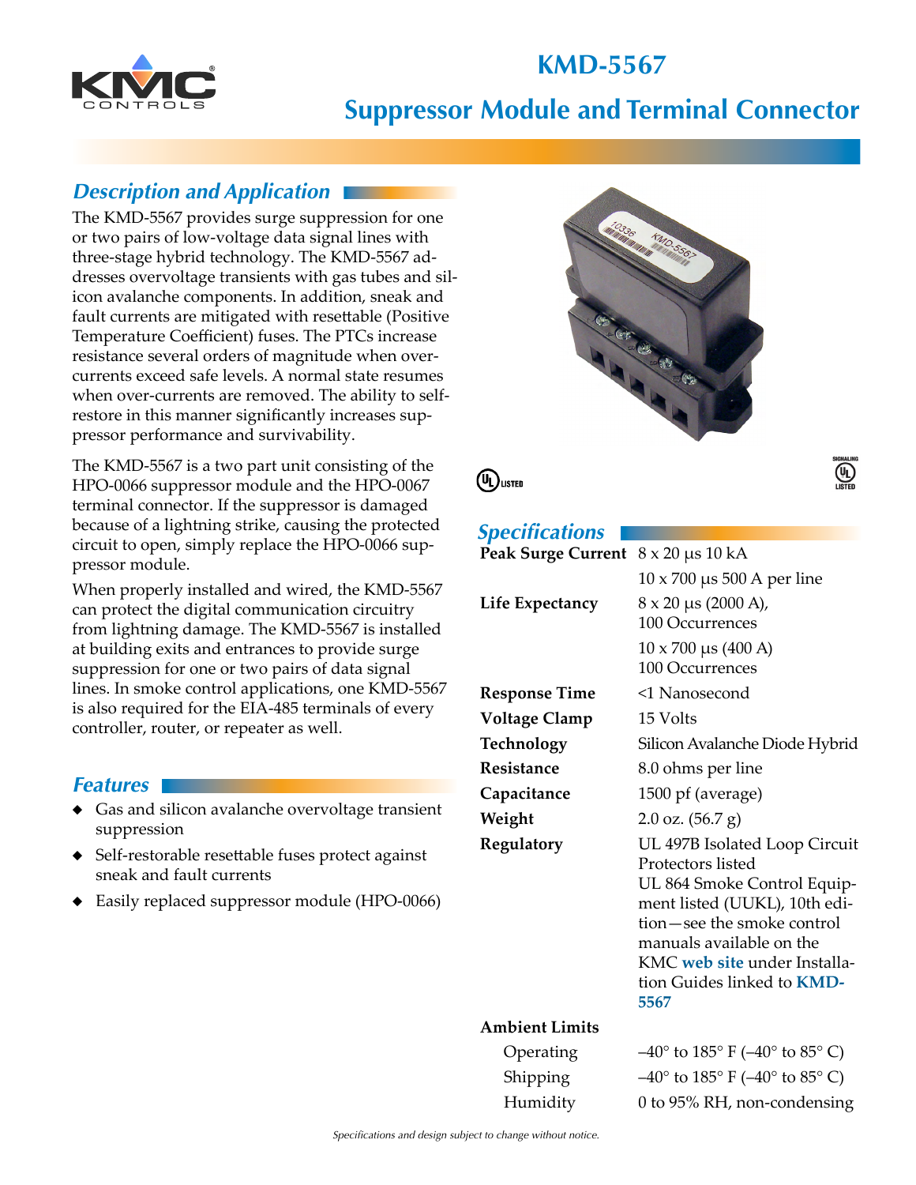# KMD-5567

## Suppressor Module and Terminal Connector

### Description and Application

The KMD-5567 provides surge suppression for one or two pairs of low-voltage data signal lines with three-stage hybrid technology. The KMD-5567 addresses overvoltage transients with gas tubes and silicon avalanche components. In addition, sneak and fault currents are mitigated with resettable (Positive Temperature Coefficient) fuses. The PTCs increase resistance several orders of magnitude when overcurrents exceed safe levels. A normal state resumes when over-currents are removed. The ability to self-restore in this manner significantly increases suppressor performance and survivability.

The KMD-5567 is a two part unit consisting of the HPO-0066 suppressor module and the HPO-0067 terminal connector. If the suppressor is damaged because of a lightning strike, causing the protected circuit to open, simply replace the HPO-0066 suppressor module.

When properly installed and wired, the KMD-5567 can protect the digital communication circuitry from lightning damage. The KMD-5567 is installed at building exits and entrances to provide surge suppression for one or two pairs of data signal lines. In smoke control applications, one KMD-5567 is also required for the EIA-485 terminals of every controller, router, or repeater as well.

### Features

- Gas and silicon avalanche overvoltage transient suppression
- Self-restorable resettable fuses protect against sneak and fault currents
- Easily replaced suppressor module (HPO-0066)

### Specifications

| | |
|---|---|
| **Peak Surge Current** | 8 x 20 µs 10 kA<br>10 x 700 µs 500 A per line |
| **Life Expectancy** | 8 x 20 µs (2000 A), 100 Occurrences<br>10 x 700 µs (400 A) 100 Occurrences |
| **Response Time** | <1 Nanosecond |
| **Voltage Clamp** | 15 Volts |
| **Technology** | Silicon Avalanche Diode Hybrid |
| **Resistance** | 8.0 ohms per line |
| **Capacitance** | 1500 pf (average) |
| **Weight** | 2.0 oz. (56.7 g) |
| **Regulatory** | UL 497B Isolated Loop Circuit Protectors listed<br>UL 864 Smoke Control Equipment listed (UUKL), 10th edition—see the smoke control manuals available on the KMC **web site** under Installation Guides linked to **KMD-5567** |
| **Ambient Limits** | |
| Operating | –40° to 185° F (–40° to 85° C) |
| Shipping | –40° to 185° F (–40° to 85° C) |
| Humidity | 0 to 95% RH, non-condensing |

*Specifications and design subject to change without notice.*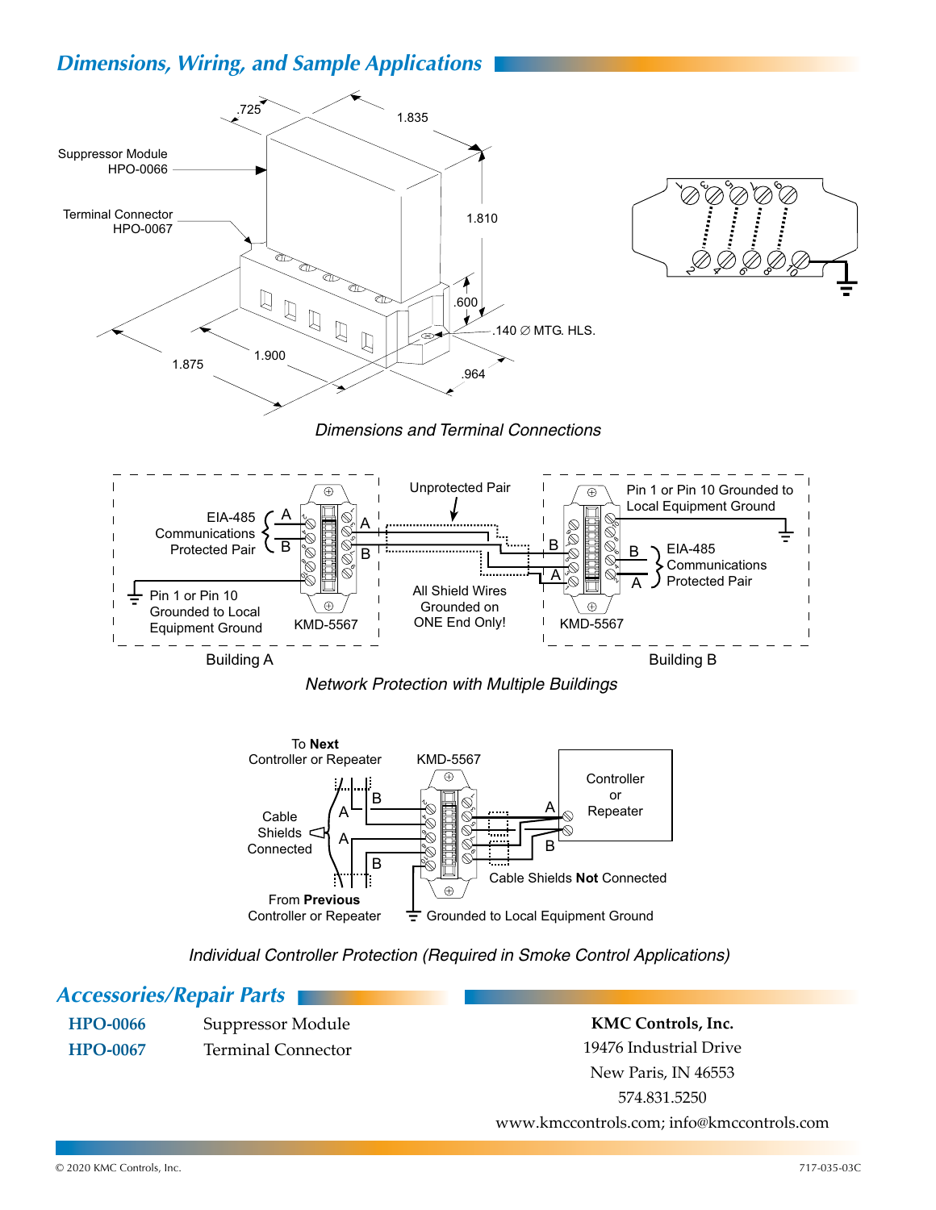## Dimensions, Wiring, and Sample Applications

.725
1.835
Suppressor Module
HPO-0066
Terminal Connector
HPO-0067
1.810
.600
.140 ∅ MTG. HLS.
1.875
1.900
.964

*Dimensions and Terminal Connections*

EIA-485
Communications
Protected Pair
A
B
Pin 1 or Pin 10
Grounded to Local
Equipment Ground
KMD-5567
Building A
Unprotected Pair
All Shield Wires
Grounded on
ONE End Only!
Pin 1 or Pin 10 Grounded to
Local Equipment Ground
B
EIA-485
Communications
Protected Pair
A
KMD-5567
Building B

*Network Protection with Multiple Buildings*

To **Next**
Controller or Repeater
KMD-5567
Controller
or
Repeater
Cable
Shields
Connected
A
B
Cable Shields **Not** Connected
From **Previous**
Controller or Repeater
Grounded to Local Equipment Ground

*Individual Controller Protection (Required in Smoke Control Applications)*

## Accessories/Repair Parts

| | |
|---|---|
| **HPO-0066** | Suppressor Module |
| **HPO-0067** | Terminal Connector |

**KMC Controls, Inc.**
19476 Industrial Drive
New Paris, IN 46553
574.831.5250
www.kmccontrols.com; info@kmccontrols.com

© 2020 KMC Controls, Inc.

717-035-03C